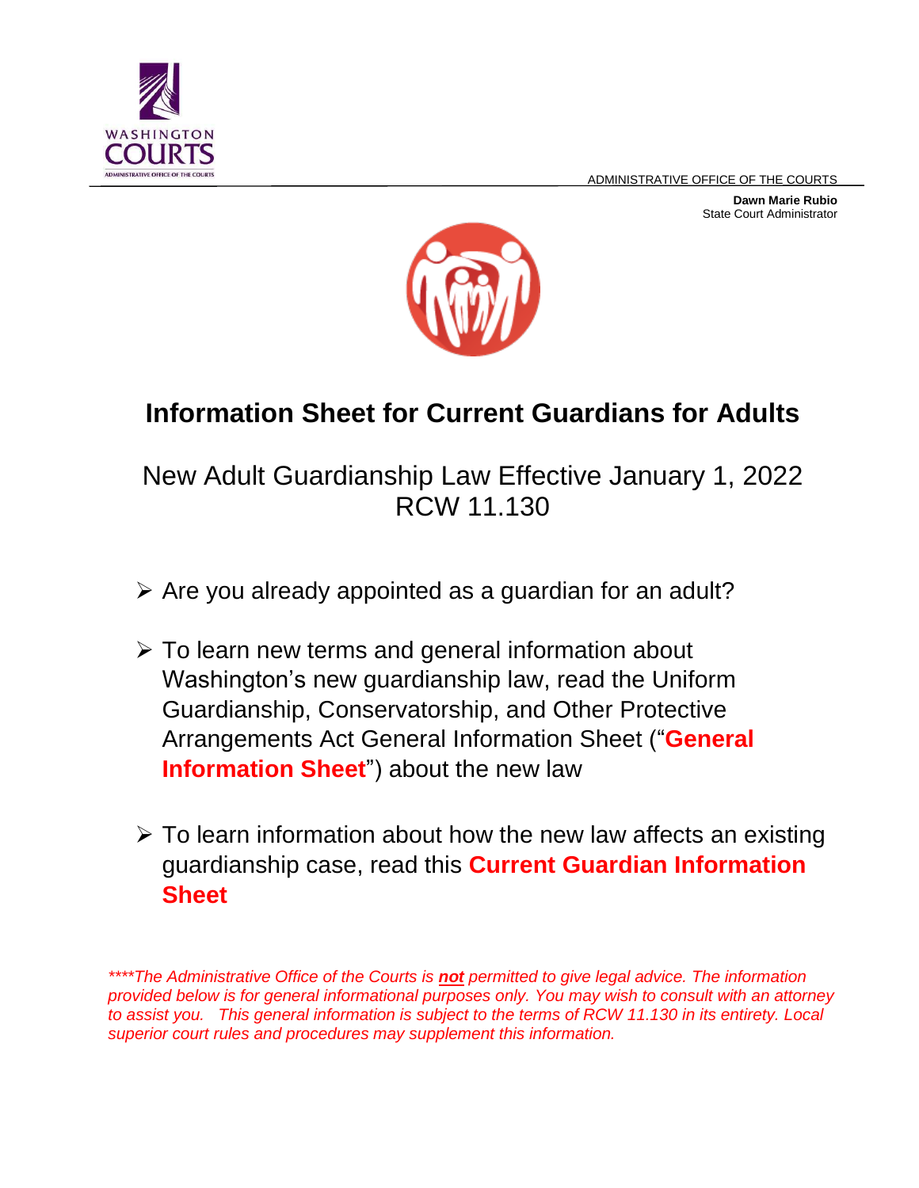ADMINISTRATIVE OFFICE OF THE COURTS

**Dawn Marie Rubio**
State Court Administrator

# Information Sheet for Current Guardians for Adults

## New Adult Guardianship Law Effective January 1, 2022 RCW 11.130

- Are you already appointed as a guardian for an adult?
- To learn new terms and general information about Washington's new guardianship law, read the Uniform Guardianship, Conservatorship, and Other Protective Arrangements Act General Information Sheet ("**General Information Sheet**") about the new law
- To learn information about how the new law affects an existing guardianship case, read this **Current Guardian Information Sheet**

*\*\*\*\*The Administrative Office of the Courts is **not** permitted to give legal advice. The information provided below is for general informational purposes only. You may wish to consult with an attorney to assist you. This general information is subject to the terms of RCW 11.130 in its entirety. Local superior court rules and procedures may supplement this information.*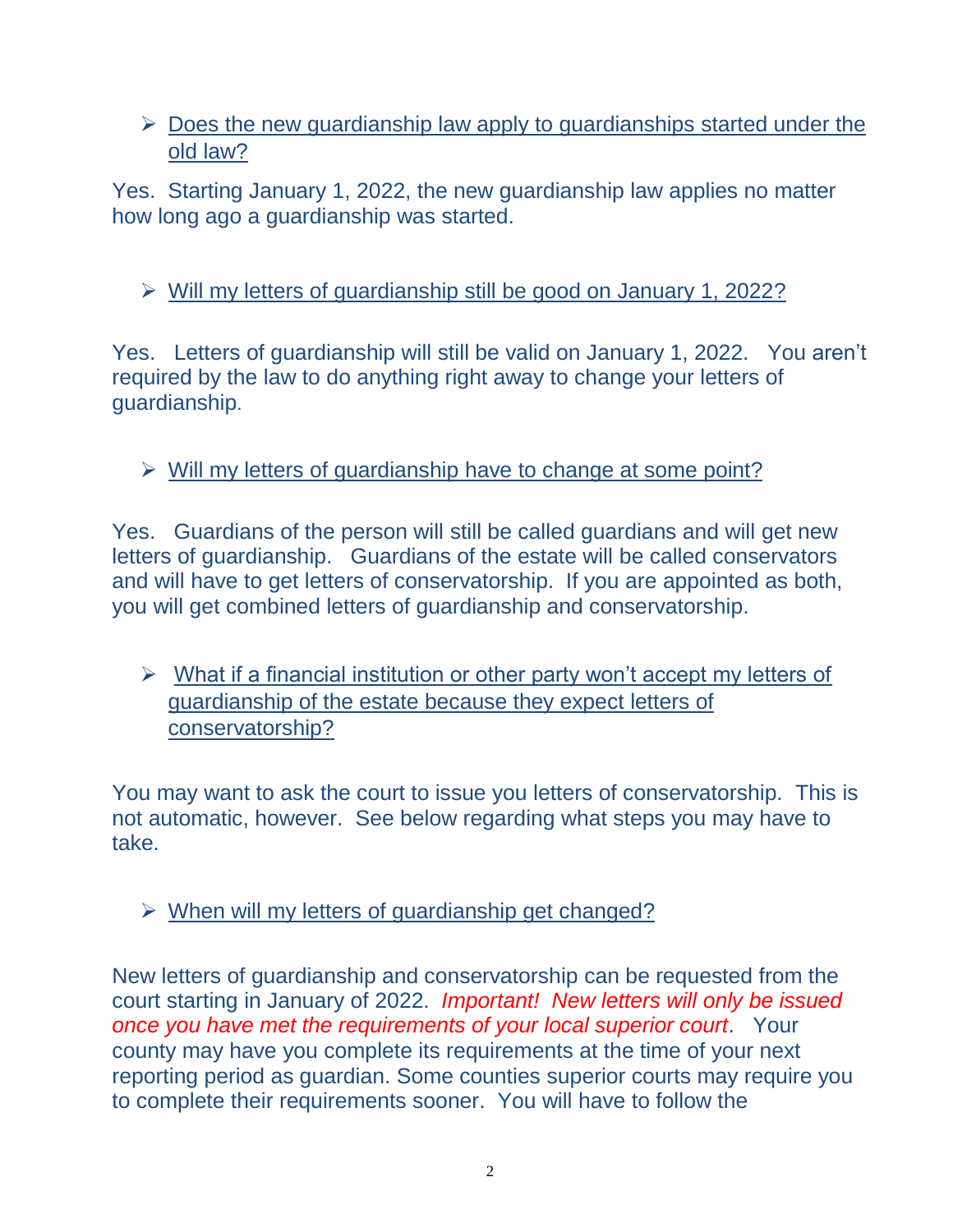- Does the new guardianship law apply to guardianships started under the old law?

Yes. Starting January 1, 2022, the new guardianship law applies no matter how long ago a guardianship was started.

- Will my letters of guardianship still be good on January 1, 2022?

Yes. Letters of guardianship will still be valid on January 1, 2022. You aren't required by the law to do anything right away to change your letters of guardianship.

- Will my letters of guardianship have to change at some point?

Yes. Guardians of the person will still be called guardians and will get new letters of guardianship. Guardians of the estate will be called conservators and will have to get letters of conservatorship. If you are appointed as both, you will get combined letters of guardianship and conservatorship.

- What if a financial institution or other party won't accept my letters of guardianship of the estate because they expect letters of conservatorship?

You may want to ask the court to issue you letters of conservatorship. This is not automatic, however. See below regarding what steps you may have to take.

- When will my letters of guardianship get changed?

New letters of guardianship and conservatorship can be requested from the court starting in January of 2022. *Important! New letters will only be issued once you have met the requirements of your local superior court*. Your county may have you complete its requirements at the time of your next reporting period as guardian. Some counties superior courts may require you to complete their requirements sooner. You will have to follow the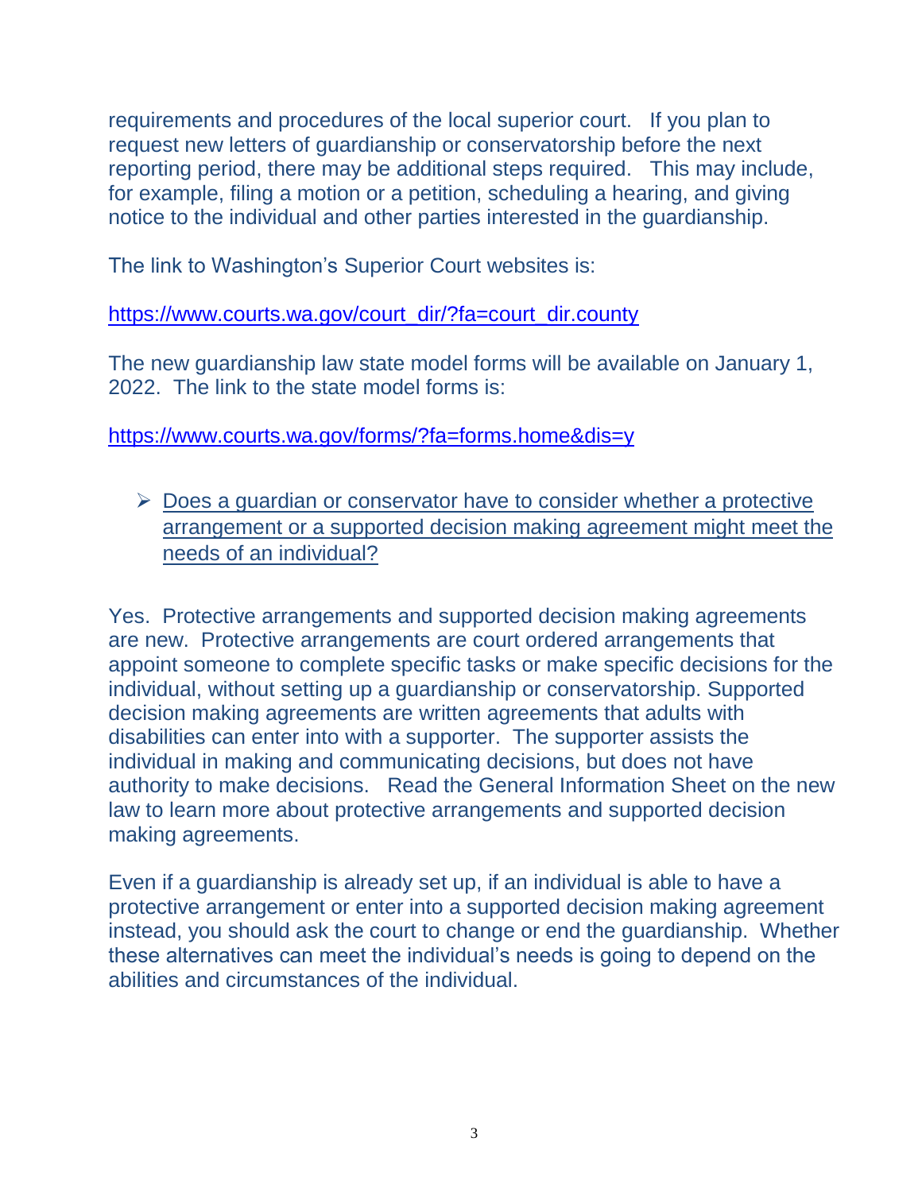requirements and procedures of the local superior court. If you plan to request new letters of guardianship or conservatorship before the next reporting period, there may be additional steps required. This may include, for example, filing a motion or a petition, scheduling a hearing, and giving notice to the individual and other parties interested in the guardianship.

The link to Washington's Superior Court websites is:

[https://www.courts.wa.gov/court_dir/?fa=court_dir.county](https://www.courts.wa.gov/court_dir/?fa=court_dir.county)

The new guardianship law state model forms will be available on January 1, 2022. The link to the state model forms is:

[https://www.courts.wa.gov/forms/?fa=forms.home&dis=y](https://www.courts.wa.gov/forms/?fa=forms.home&dis=y)

- <u>Does a guardian or conservator have to consider whether a protective arrangement or a supported decision making agreement might meet the needs of an individual?</u>

Yes. Protective arrangements and supported decision making agreements are new. Protective arrangements are court ordered arrangements that appoint someone to complete specific tasks or make specific decisions for the individual, without setting up a guardianship or conservatorship. Supported decision making agreements are written agreements that adults with disabilities can enter into with a supporter. The supporter assists the individual in making and communicating decisions, but does not have authority to make decisions. Read the General Information Sheet on the new law to learn more about protective arrangements and supported decision making agreements.

Even if a guardianship is already set up, if an individual is able to have a protective arrangement or enter into a supported decision making agreement instead, you should ask the court to change or end the guardianship. Whether these alternatives can meet the individual's needs is going to depend on the abilities and circumstances of the individual.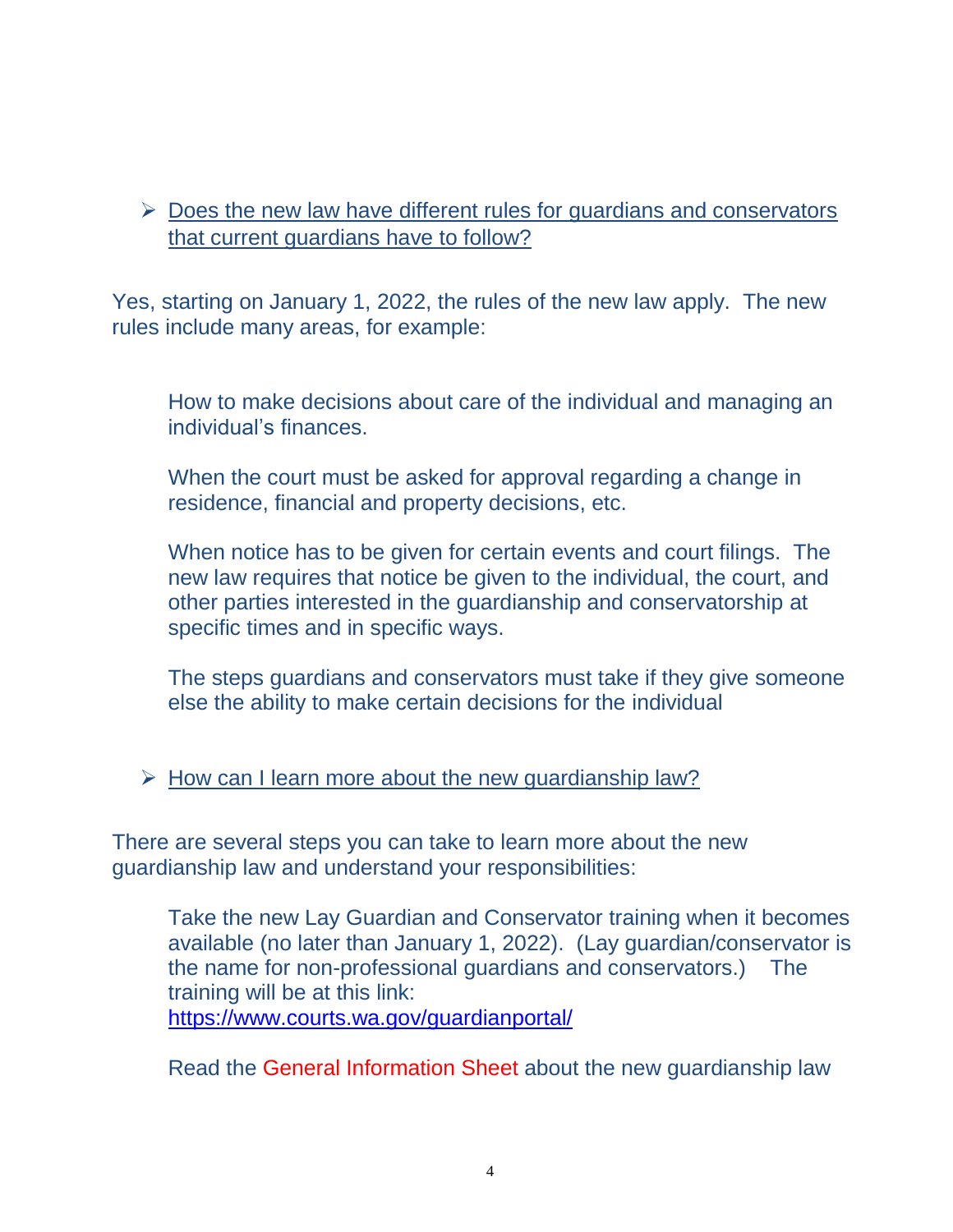- Does the new law have different rules for guardians and conservators that current guardians have to follow?

Yes, starting on January 1, 2022, the rules of the new law apply. The new rules include many areas, for example:

How to make decisions about care of the individual and managing an individual's finances.

When the court must be asked for approval regarding a change in residence, financial and property decisions, etc.

When notice has to be given for certain events and court filings. The new law requires that notice be given to the individual, the court, and other parties interested in the guardianship and conservatorship at specific times and in specific ways.

The steps guardians and conservators must take if they give someone else the ability to make certain decisions for the individual

- How can I learn more about the new guardianship law?

There are several steps you can take to learn more about the new guardianship law and understand your responsibilities:

Take the new Lay Guardian and Conservator training when it becomes available (no later than January 1, 2022). (Lay guardian/conservator is the name for non-professional guardians and conservators.) The training will be at this link: https://www.courts.wa.gov/guardianportal/

Read the General Information Sheet about the new guardianship law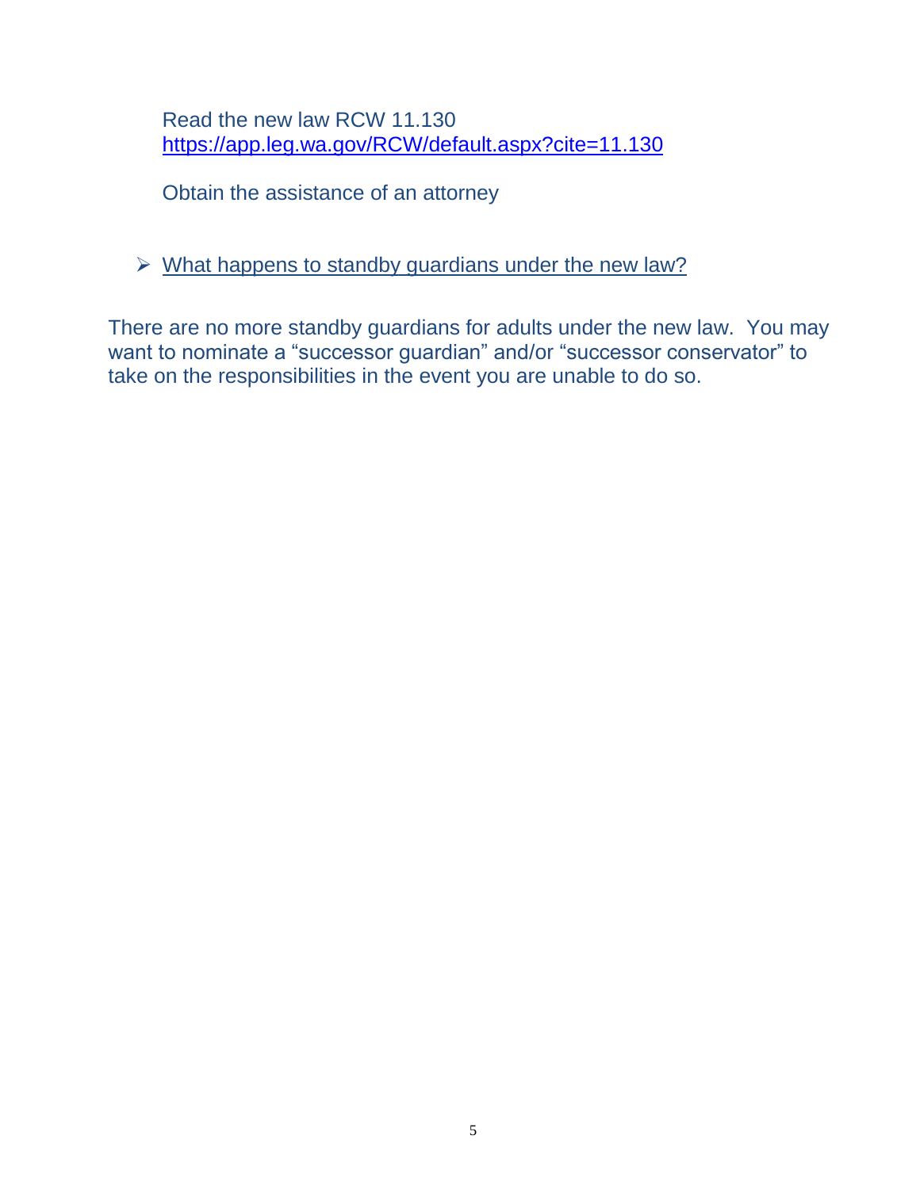Read the new law RCW 11.130
[https://app.leg.wa.gov/RCW/default.aspx?cite=11.130](https://app.leg.wa.gov/RCW/default.aspx?cite=11.130)

Obtain the assistance of an attorney

- What happens to standby guardians under the new law?

There are no more standby guardians for adults under the new law. You may want to nominate a “successor guardian” and/or “successor conservator” to take on the responsibilities in the event you are unable to do so.